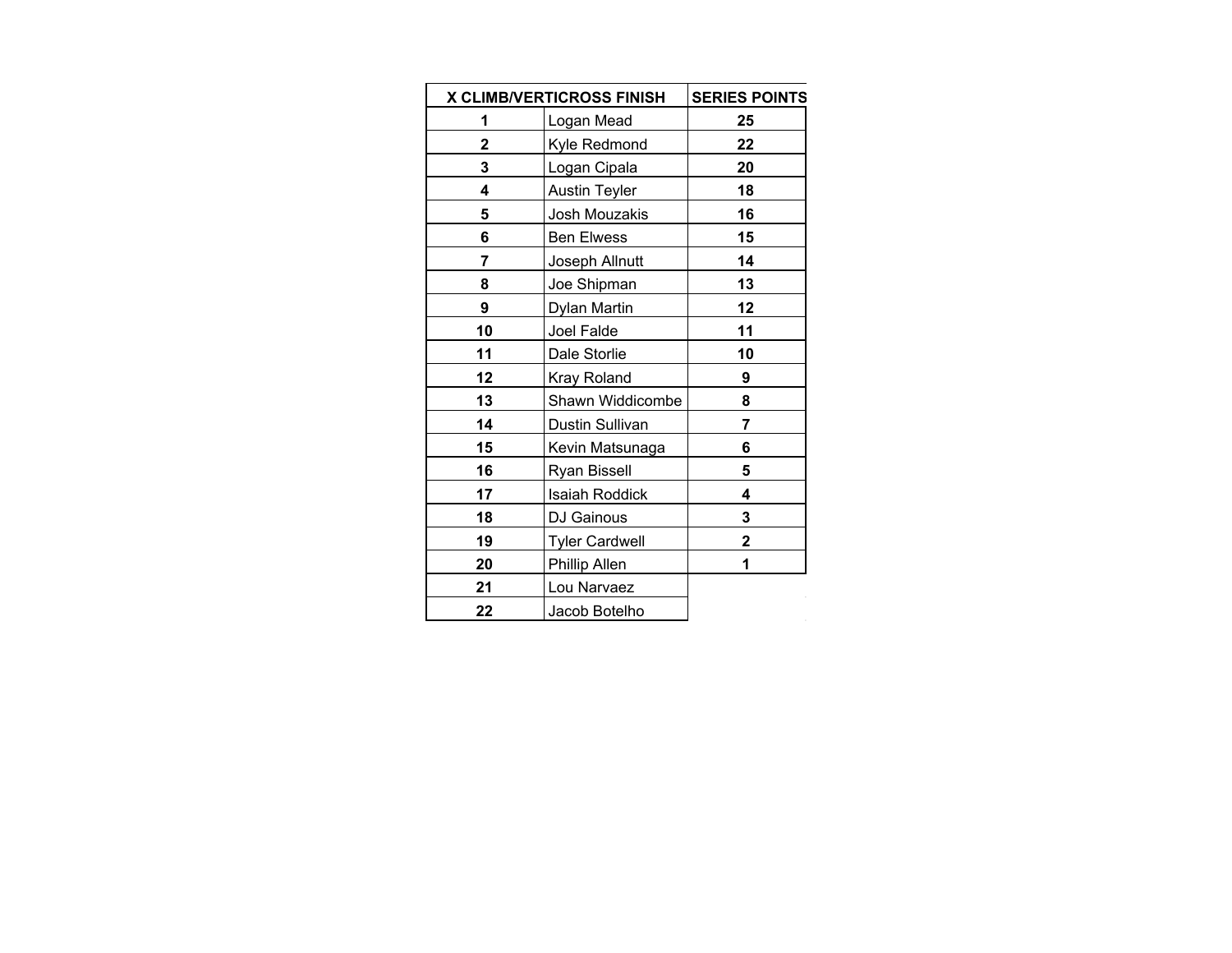| X CLIMB/VERTICROSS FINISH | | SERIES POINTS |
|---|---|---|
| **1** | Logan Mead | **25** |
| **2** | Kyle Redmond | **22** |
| **3** | Logan Cipala | **20** |
| **4** | Austin Teyler | **18** |
| **5** | Josh Mouzakis | **16** |
| **6** | Ben Elwess | **15** |
| **7** | Joseph Allnutt | **14** |
| **8** | Joe Shipman | **13** |
| **9** | Dylan Martin | **12** |
| **10** | Joel Falde | **11** |
| **11** | Dale Storlie | **10** |
| **12** | Kray Roland | **9** |
| **13** | Shawn Widdicombe | **8** |
| **14** | Dustin Sullivan | **7** |
| **15** | Kevin Matsunaga | **6** |
| **16** | Ryan Bissell | **5** |
| **17** | Isaiah Roddick | **4** |
| **18** | DJ Gainous | **3** |
| **19** | Tyler Cardwell | **2** |
| **20** | Phillip Allen | **1** |
| **21** | Lou Narvaez | |
| **22** | Jacob Botelho | |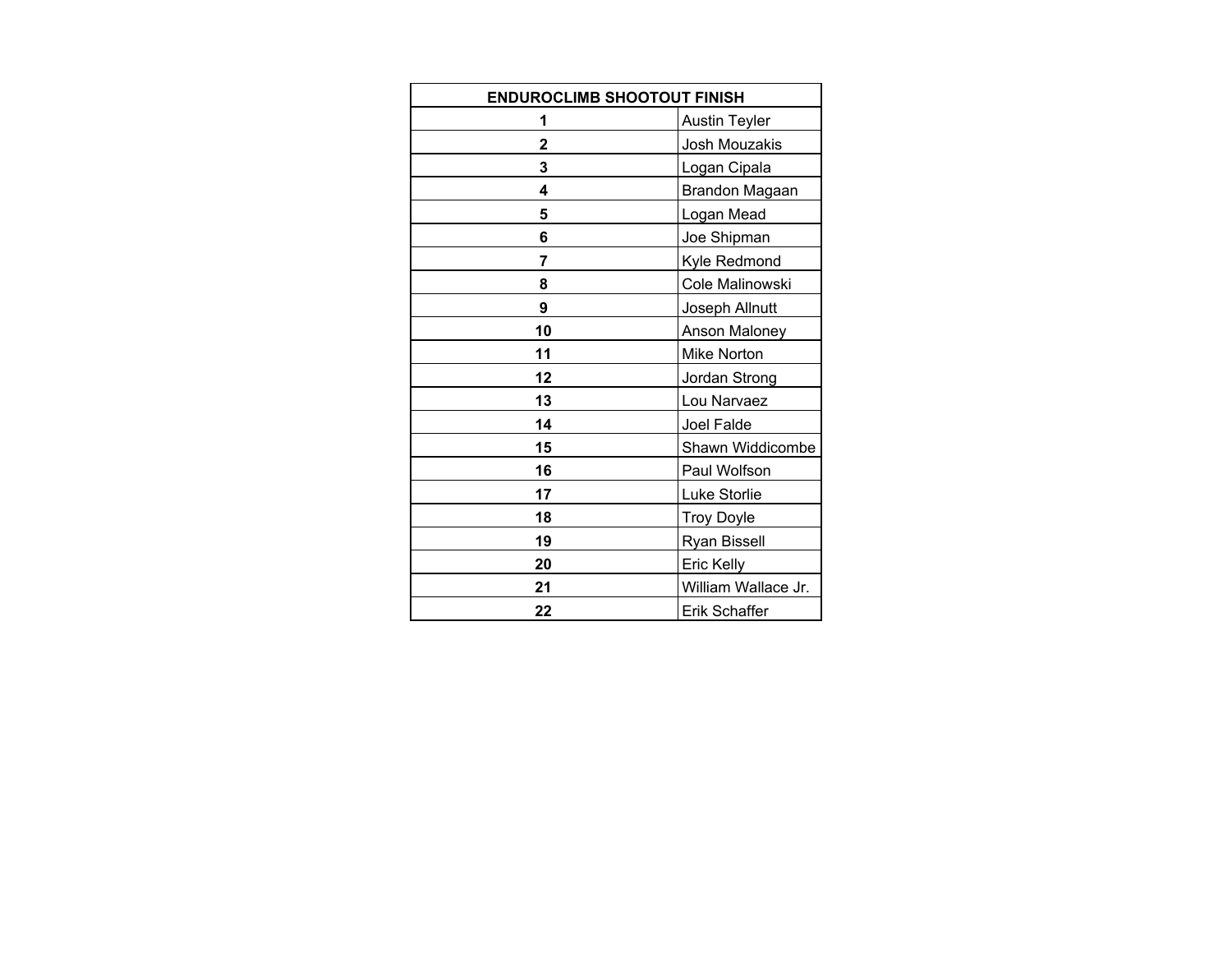| ENDUROCLIMB SHOOTOUT FINISH | |
|---|---|
| **1** | Austin Teyler |
| **2** | Josh Mouzakis |
| **3** | Logan Cipala |
| **4** | Brandon Magaan |
| **5** | Logan Mead |
| **6** | Joe Shipman |
| **7** | Kyle Redmond |
| **8** | Cole Malinowski |
| **9** | Joseph Allnutt |
| **10** | Anson Maloney |
| **11** | Mike Norton |
| **12** | Jordan Strong |
| **13** | Lou Narvaez |
| **14** | Joel Falde |
| **15** | Shawn Widdicombe |
| **16** | Paul Wolfson |
| **17** | Luke Storlie |
| **18** | Troy Doyle |
| **19** | Ryan Bissell |
| **20** | Eric Kelly |
| **21** | William Wallace Jr. |
| **22** | Erik Schaffer |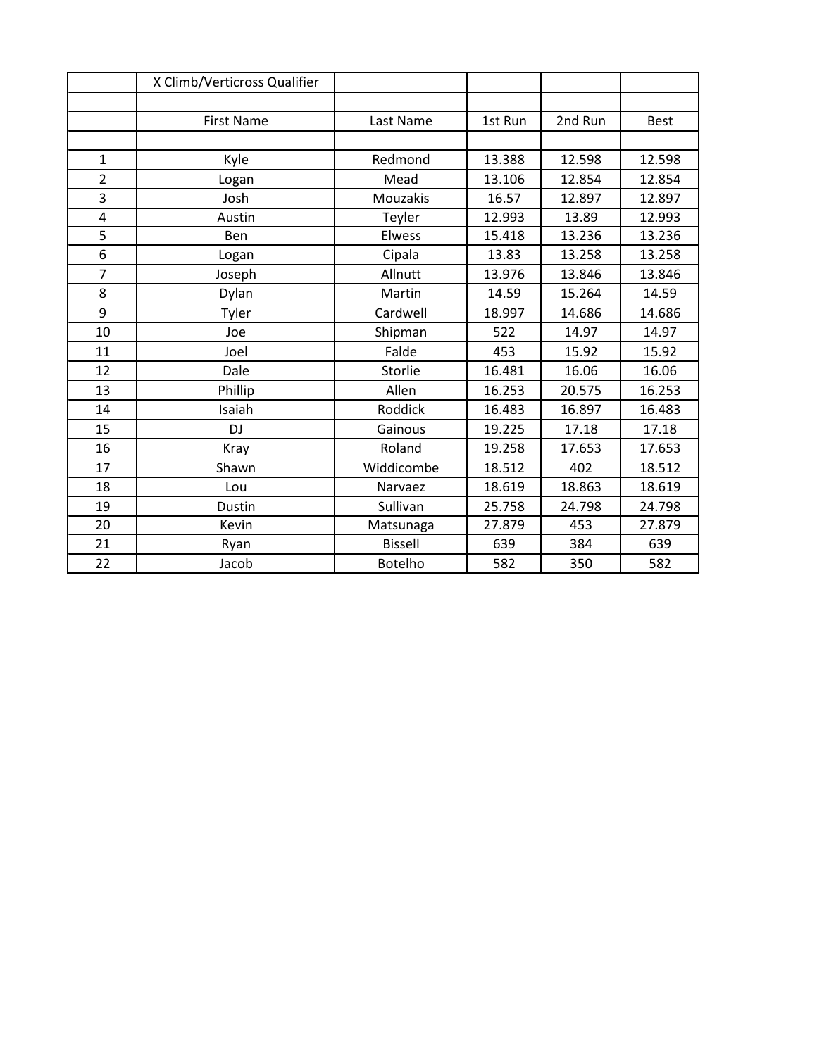| | X Climb/Verticross Qualifier | | | | |
|---|---|---|---|---|---|
| | | | | | |
| | First Name | Last Name | 1st Run | 2nd Run | Best |
| | | | | | |
| 1 | Kyle | Redmond | 13.388 | 12.598 | 12.598 |
| 2 | Logan | Mead | 13.106 | 12.854 | 12.854 |
| 3 | Josh | Mouzakis | 16.57 | 12.897 | 12.897 |
| 4 | Austin | Teyler | 12.993 | 13.89 | 12.993 |
| 5 | Ben | Elwess | 15.418 | 13.236 | 13.236 |
| 6 | Logan | Cipala | 13.83 | 13.258 | 13.258 |
| 7 | Joseph | Allnutt | 13.976 | 13.846 | 13.846 |
| 8 | Dylan | Martin | 14.59 | 15.264 | 14.59 |
| 9 | Tyler | Cardwell | 18.997 | 14.686 | 14.686 |
| 10 | Joe | Shipman | 522 | 14.97 | 14.97 |
| 11 | Joel | Falde | 453 | 15.92 | 15.92 |
| 12 | Dale | Storlie | 16.481 | 16.06 | 16.06 |
| 13 | Phillip | Allen | 16.253 | 20.575 | 16.253 |
| 14 | Isaiah | Roddick | 16.483 | 16.897 | 16.483 |
| 15 | DJ | Gainous | 19.225 | 17.18 | 17.18 |
| 16 | Kray | Roland | 19.258 | 17.653 | 17.653 |
| 17 | Shawn | Widdicombe | 18.512 | 402 | 18.512 |
| 18 | Lou | Narvaez | 18.619 | 18.863 | 18.619 |
| 19 | Dustin | Sullivan | 25.758 | 24.798 | 24.798 |
| 20 | Kevin | Matsunaga | 27.879 | 453 | 27.879 |
| 21 | Ryan | Bissell | 639 | 384 | 639 |
| 22 | Jacob | Botelho | 582 | 350 | 582 |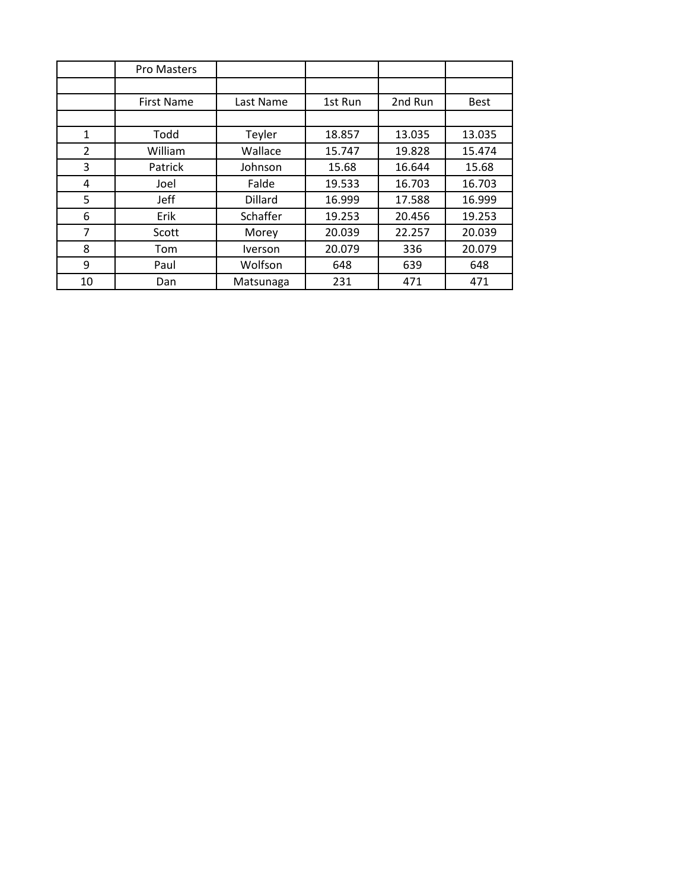| | Pro Masters | | | | |
|---|---|---|---|---|---|
| | | | | | |
| | First Name | Last Name | 1st Run | 2nd Run | Best |
| | | | | | |
| 1 | Todd | Teyler | 18.857 | 13.035 | 13.035 |
| 2 | William | Wallace | 15.747 | 19.828 | 15.474 |
| 3 | Patrick | Johnson | 15.68 | 16.644 | 15.68 |
| 4 | Joel | Falde | 19.533 | 16.703 | 16.703 |
| 5 | Jeff | Dillard | 16.999 | 17.588 | 16.999 |
| 6 | Erik | Schaffer | 19.253 | 20.456 | 19.253 |
| 7 | Scott | Morey | 20.039 | 22.257 | 20.039 |
| 8 | Tom | Iverson | 20.079 | 336 | 20.079 |
| 9 | Paul | Wolfson | 648 | 639 | 648 |
| 10 | Dan | Matsunaga | 231 | 471 | 471 |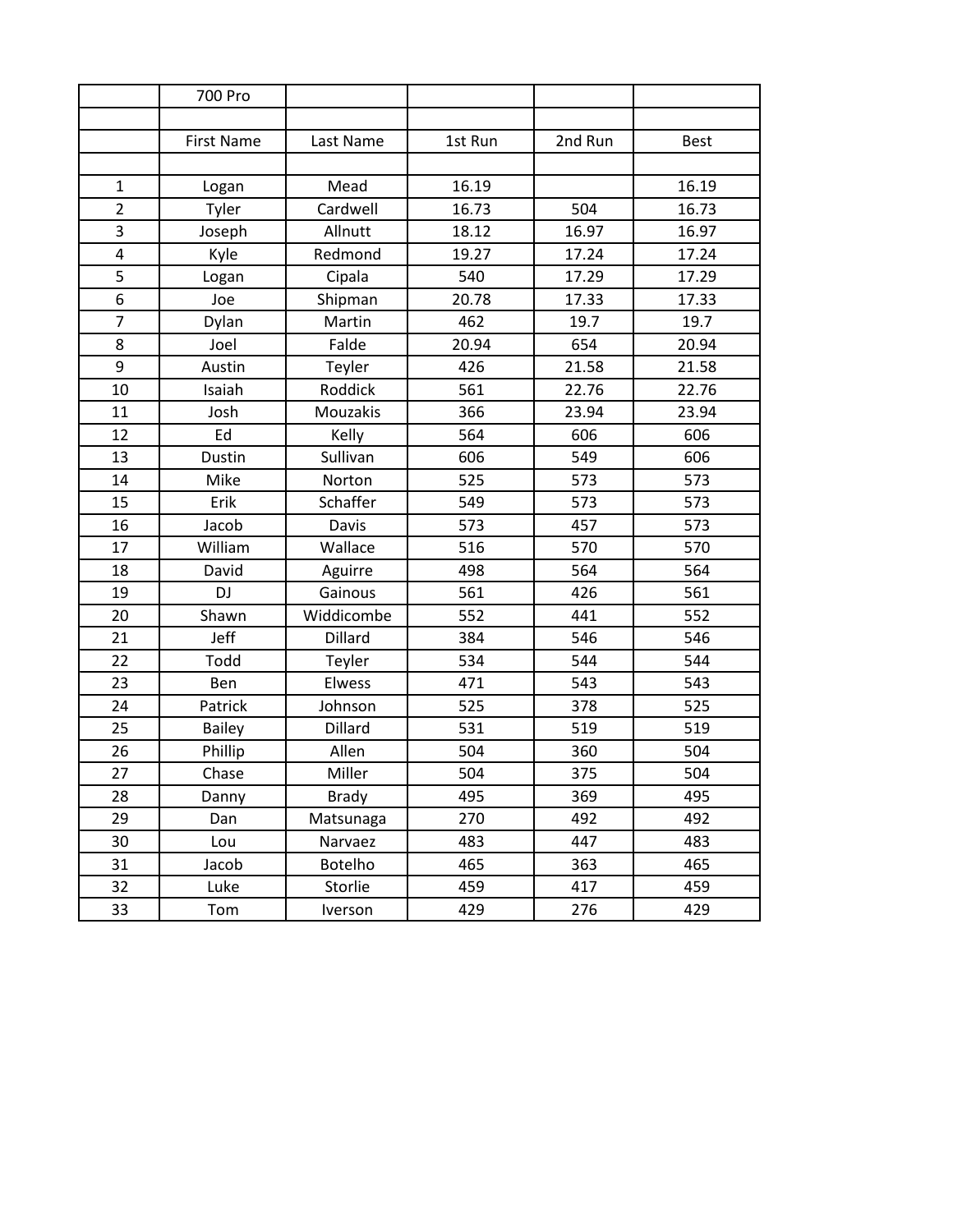| | 700 Pro | | | | |
|---|---|---|---|---|---|
| | | | | | |
| | First Name | Last Name | 1st Run | 2nd Run | Best |
| | | | | | |
| 1 | Logan | Mead | 16.19 | | 16.19 |
| 2 | Tyler | Cardwell | 16.73 | 504 | 16.73 |
| 3 | Joseph | Allnutt | 18.12 | 16.97 | 16.97 |
| 4 | Kyle | Redmond | 19.27 | 17.24 | 17.24 |
| 5 | Logan | Cipala | 540 | 17.29 | 17.29 |
| 6 | Joe | Shipman | 20.78 | 17.33 | 17.33 |
| 7 | Dylan | Martin | 462 | 19.7 | 19.7 |
| 8 | Joel | Falde | 20.94 | 654 | 20.94 |
| 9 | Austin | Teyler | 426 | 21.58 | 21.58 |
| 10 | Isaiah | Roddick | 561 | 22.76 | 22.76 |
| 11 | Josh | Mouzakis | 366 | 23.94 | 23.94 |
| 12 | Ed | Kelly | 564 | 606 | 606 |
| 13 | Dustin | Sullivan | 606 | 549 | 606 |
| 14 | Mike | Norton | 525 | 573 | 573 |
| 15 | Erik | Schaffer | 549 | 573 | 573 |
| 16 | Jacob | Davis | 573 | 457 | 573 |
| 17 | William | Wallace | 516 | 570 | 570 |
| 18 | David | Aguirre | 498 | 564 | 564 |
| 19 | DJ | Gainous | 561 | 426 | 561 |
| 20 | Shawn | Widdicombe | 552 | 441 | 552 |
| 21 | Jeff | Dillard | 384 | 546 | 546 |
| 22 | Todd | Teyler | 534 | 544 | 544 |
| 23 | Ben | Elwess | 471 | 543 | 543 |
| 24 | Patrick | Johnson | 525 | 378 | 525 |
| 25 | Bailey | Dillard | 531 | 519 | 519 |
| 26 | Phillip | Allen | 504 | 360 | 504 |
| 27 | Chase | Miller | 504 | 375 | 504 |
| 28 | Danny | Brady | 495 | 369 | 495 |
| 29 | Dan | Matsunaga | 270 | 492 | 492 |
| 30 | Lou | Narvaez | 483 | 447 | 483 |
| 31 | Jacob | Botelho | 465 | 363 | 465 |
| 32 | Luke | Storlie | 459 | 417 | 459 |
| 33 | Tom | Iverson | 429 | 276 | 429 |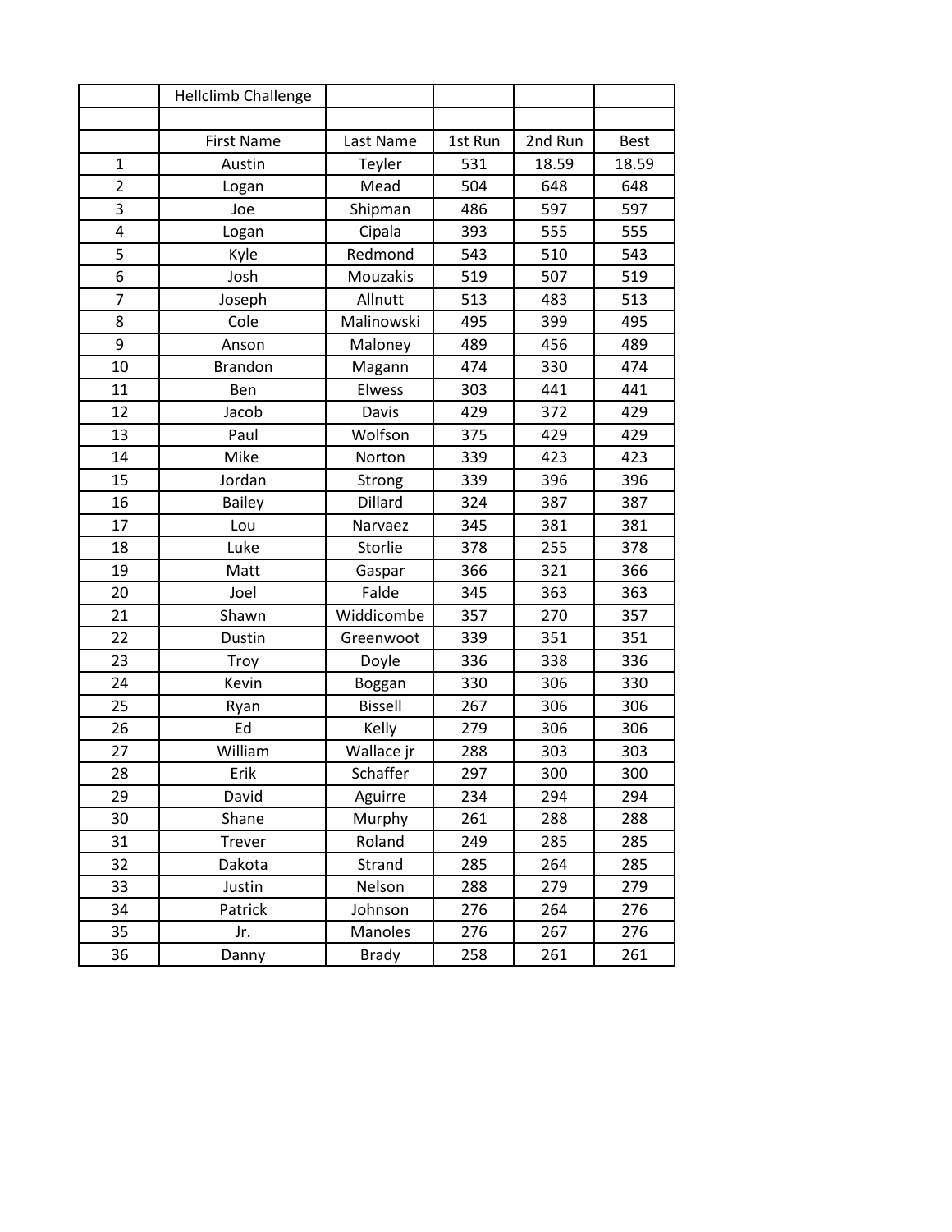| | Hellclimb Challenge | | | | |
|---|---|---|---|---|---|
| | | | | | |
| | First Name | Last Name | 1st Run | 2nd Run | Best |
| 1 | Austin | Teyler | 531 | 18.59 | 18.59 |
| 2 | Logan | Mead | 504 | 648 | 648 |
| 3 | Joe | Shipman | 486 | 597 | 597 |
| 4 | Logan | Cipala | 393 | 555 | 555 |
| 5 | Kyle | Redmond | 543 | 510 | 543 |
| 6 | Josh | Mouzakis | 519 | 507 | 519 |
| 7 | Joseph | Allnutt | 513 | 483 | 513 |
| 8 | Cole | Malinowski | 495 | 399 | 495 |
| 9 | Anson | Maloney | 489 | 456 | 489 |
| 10 | Brandon | Magann | 474 | 330 | 474 |
| 11 | Ben | Elwess | 303 | 441 | 441 |
| 12 | Jacob | Davis | 429 | 372 | 429 |
| 13 | Paul | Wolfson | 375 | 429 | 429 |
| 14 | Mike | Norton | 339 | 423 | 423 |
| 15 | Jordan | Strong | 339 | 396 | 396 |
| 16 | Bailey | Dillard | 324 | 387 | 387 |
| 17 | Lou | Narvaez | 345 | 381 | 381 |
| 18 | Luke | Storlie | 378 | 255 | 378 |
| 19 | Matt | Gaspar | 366 | 321 | 366 |
| 20 | Joel | Falde | 345 | 363 | 363 |
| 21 | Shawn | Widdicombe | 357 | 270 | 357 |
| 22 | Dustin | Greenwoot | 339 | 351 | 351 |
| 23 | Troy | Doyle | 336 | 338 | 336 |
| 24 | Kevin | Boggan | 330 | 306 | 330 |
| 25 | Ryan | Bissell | 267 | 306 | 306 |
| 26 | Ed | Kelly | 279 | 306 | 306 |
| 27 | William | Wallace jr | 288 | 303 | 303 |
| 28 | Erik | Schaffer | 297 | 300 | 300 |
| 29 | David | Aguirre | 234 | 294 | 294 |
| 30 | Shane | Murphy | 261 | 288 | 288 |
| 31 | Trever | Roland | 249 | 285 | 285 |
| 32 | Dakota | Strand | 285 | 264 | 285 |
| 33 | Justin | Nelson | 288 | 279 | 279 |
| 34 | Patrick | Johnson | 276 | 264 | 276 |
| 35 | Jr. | Manoles | 276 | 267 | 276 |
| 36 | Danny | Brady | 258 | 261 | 261 |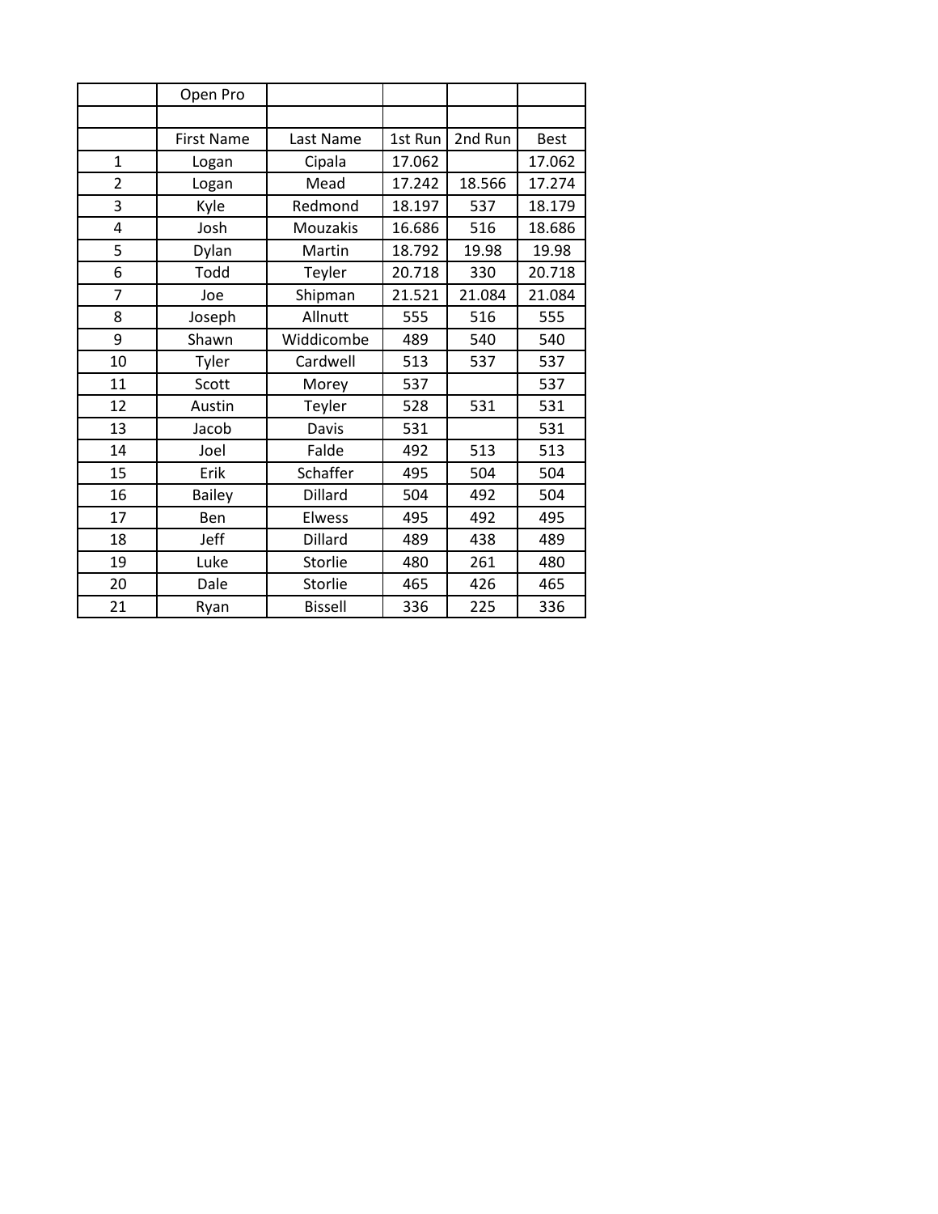| | Open Pro | | | | |
|---|---|---|---|---|---|
| | | | | | |
| | First Name | Last Name | 1st Run | 2nd Run | Best |
| 1 | Logan | Cipala | 17.062 | | 17.062 |
| 2 | Logan | Mead | 17.242 | 18.566 | 17.274 |
| 3 | Kyle | Redmond | 18.197 | 537 | 18.179 |
| 4 | Josh | Mouzakis | 16.686 | 516 | 18.686 |
| 5 | Dylan | Martin | 18.792 | 19.98 | 19.98 |
| 6 | Todd | Teyler | 20.718 | 330 | 20.718 |
| 7 | Joe | Shipman | 21.521 | 21.084 | 21.084 |
| 8 | Joseph | Allnutt | 555 | 516 | 555 |
| 9 | Shawn | Widdicombe | 489 | 540 | 540 |
| 10 | Tyler | Cardwell | 513 | 537 | 537 |
| 11 | Scott | Morey | 537 | | 537 |
| 12 | Austin | Teyler | 528 | 531 | 531 |
| 13 | Jacob | Davis | 531 | | 531 |
| 14 | Joel | Falde | 492 | 513 | 513 |
| 15 | Erik | Schaffer | 495 | 504 | 504 |
| 16 | Bailey | Dillard | 504 | 492 | 504 |
| 17 | Ben | Elwess | 495 | 492 | 495 |
| 18 | Jeff | Dillard | 489 | 438 | 489 |
| 19 | Luke | Storlie | 480 | 261 | 480 |
| 20 | Dale | Storlie | 465 | 426 | 465 |
| 21 | Ryan | Bissell | 336 | 225 | 336 |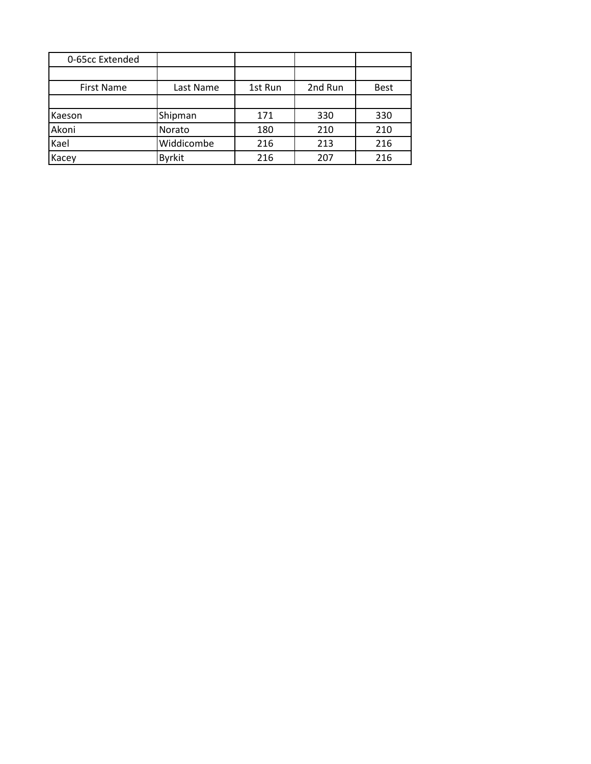| 0-65cc Extended | | | | |
|---|---|---|---|---|
| | | | | |
| First Name | Last Name | 1st Run | 2nd Run | Best |
| | | | | |
| Kaeson | Shipman | 171 | 330 | 330 |
| Akoni | Norato | 180 | 210 | 210 |
| Kael | Widdicombe | 216 | 213 | 216 |
| Kacey | Byrkit | 216 | 207 | 216 |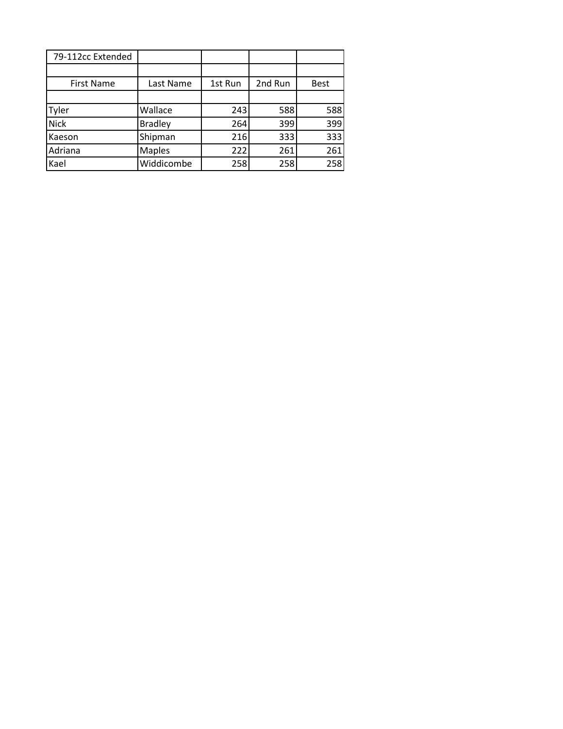| 79-112cc Extended | | | | |
|---|---|---|---|---|
| | | | | |
| First Name | Last Name | 1st Run | 2nd Run | Best |
| | | | | |
| Tyler | Wallace | 243 | 588 | 588 |
| Nick | Bradley | 264 | 399 | 399 |
| Kaeson | Shipman | 216 | 333 | 333 |
| Adriana | Maples | 222 | 261 | 261 |
| Kael | Widdicombe | 258 | 258 | 258 |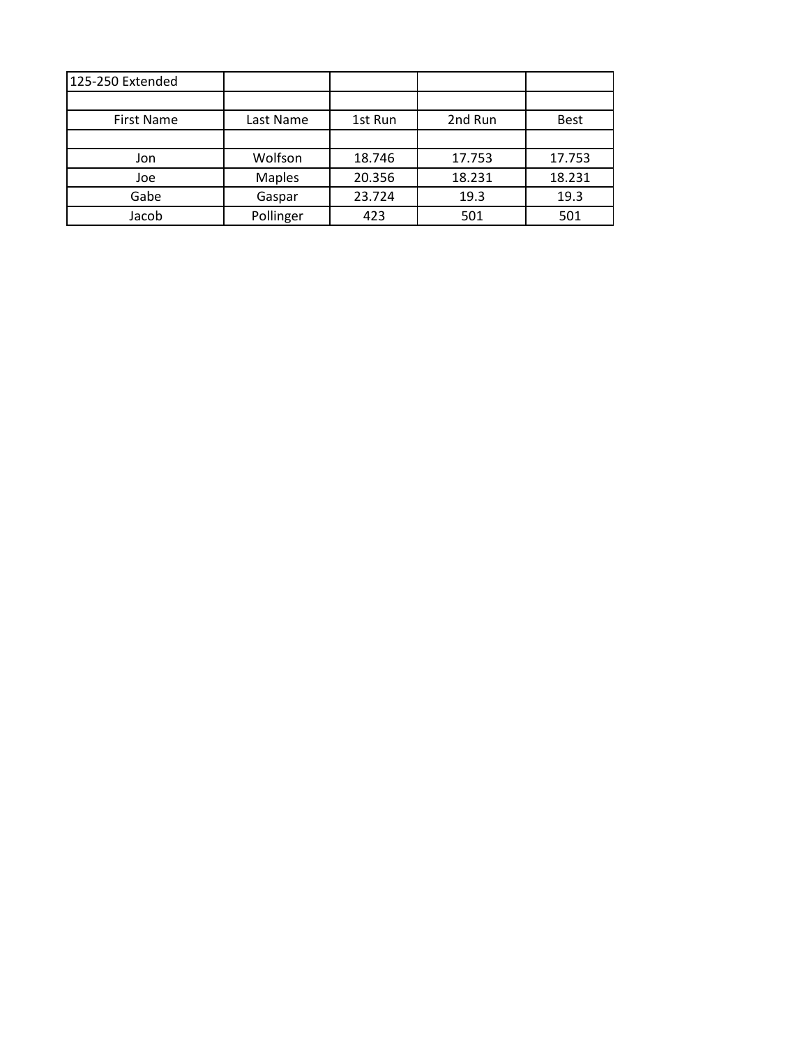| 125-250 Extended | | | | |
|---|---|---|---|---|
| | | | | |
| First Name | Last Name | 1st Run | 2nd Run | Best |
| | | | | |
| Jon | Wolfson | 18.746 | 17.753 | 17.753 |
| Joe | Maples | 20.356 | 18.231 | 18.231 |
| Gabe | Gaspar | 23.724 | 19.3 | 19.3 |
| Jacob | Pollinger | 423 | 501 | 501 |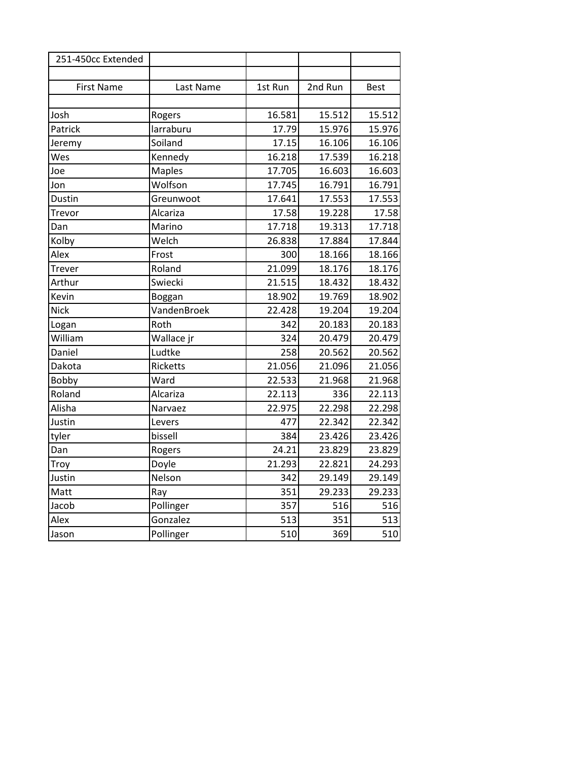| 251-450cc Extended | | | | |
|---|---|---|---|---|
| | | | | |
| First Name | Last Name | 1st Run | 2nd Run | Best |
| | | | | |
| Josh | Rogers | 16.581 | 15.512 | 15.512 |
| Patrick | larraburu | 17.79 | 15.976 | 15.976 |
| Jeremy | Soiland | 17.15 | 16.106 | 16.106 |
| Wes | Kennedy | 16.218 | 17.539 | 16.218 |
| Joe | Maples | 17.705 | 16.603 | 16.603 |
| Jon | Wolfson | 17.745 | 16.791 | 16.791 |
| Dustin | Greunwoot | 17.641 | 17.553 | 17.553 |
| Trevor | Alcariza | 17.58 | 19.228 | 17.58 |
| Dan | Marino | 17.718 | 19.313 | 17.718 |
| Kolby | Welch | 26.838 | 17.884 | 17.844 |
| Alex | Frost | 300 | 18.166 | 18.166 |
| Trever | Roland | 21.099 | 18.176 | 18.176 |
| Arthur | Swiecki | 21.515 | 18.432 | 18.432 |
| Kevin | Boggan | 18.902 | 19.769 | 18.902 |
| Nick | VandenBroek | 22.428 | 19.204 | 19.204 |
| Logan | Roth | 342 | 20.183 | 20.183 |
| William | Wallace jr | 324 | 20.479 | 20.479 |
| Daniel | Ludtke | 258 | 20.562 | 20.562 |
| Dakota | Ricketts | 21.056 | 21.096 | 21.056 |
| Bobby | Ward | 22.533 | 21.968 | 21.968 |
| Roland | Alcariza | 22.113 | 336 | 22.113 |
| Alisha | Narvaez | 22.975 | 22.298 | 22.298 |
| Justin | Levers | 477 | 22.342 | 22.342 |
| tyler | bissell | 384 | 23.426 | 23.426 |
| Dan | Rogers | 24.21 | 23.829 | 23.829 |
| Troy | Doyle | 21.293 | 22.821 | 24.293 |
| Justin | Nelson | 342 | 29.149 | 29.149 |
| Matt | Ray | 351 | 29.233 | 29.233 |
| Jacob | Pollinger | 357 | 516 | 516 |
| Alex | Gonzalez | 513 | 351 | 513 |
| Jason | Pollinger | 510 | 369 | 510 |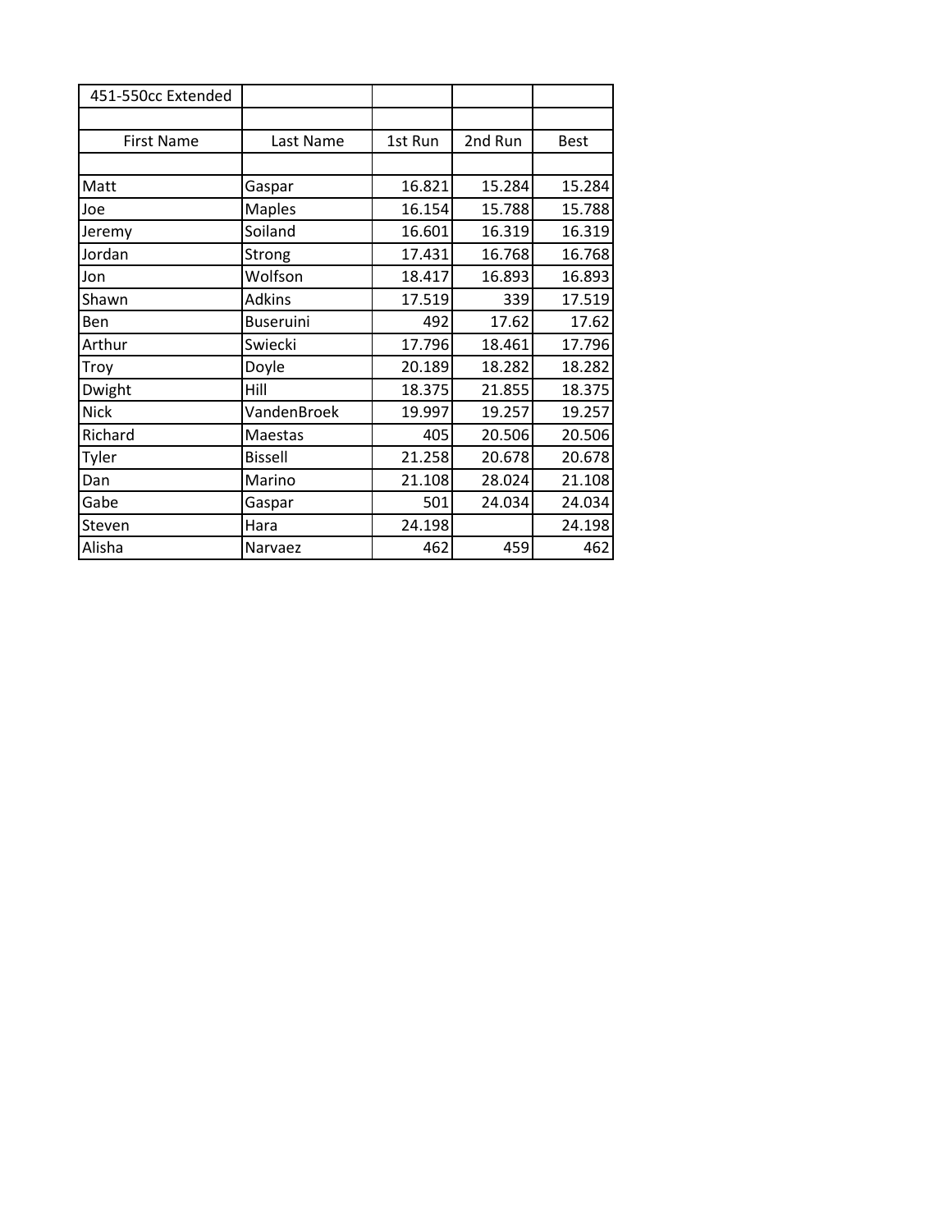| 451-550cc Extended | | | | |
|---|---|---|---|---|
| | | | | |
| First Name | Last Name | 1st Run | 2nd Run | Best |
| | | | | |
| Matt | Gaspar | 16.821 | 15.284 | 15.284 |
| Joe | Maples | 16.154 | 15.788 | 15.788 |
| Jeremy | Soiland | 16.601 | 16.319 | 16.319 |
| Jordan | Strong | 17.431 | 16.768 | 16.768 |
| Jon | Wolfson | 18.417 | 16.893 | 16.893 |
| Shawn | Adkins | 17.519 | 339 | 17.519 |
| Ben | Buseruini | 492 | 17.62 | 17.62 |
| Arthur | Swiecki | 17.796 | 18.461 | 17.796 |
| Troy | Doyle | 20.189 | 18.282 | 18.282 |
| Dwight | Hill | 18.375 | 21.855 | 18.375 |
| Nick | VandenBroek | 19.997 | 19.257 | 19.257 |
| Richard | Maestas | 405 | 20.506 | 20.506 |
| Tyler | Bissell | 21.258 | 20.678 | 20.678 |
| Dan | Marino | 21.108 | 28.024 | 21.108 |
| Gabe | Gaspar | 501 | 24.034 | 24.034 |
| Steven | Hara | 24.198 | | 24.198 |
| Alisha | Narvaez | 462 | 459 | 462 |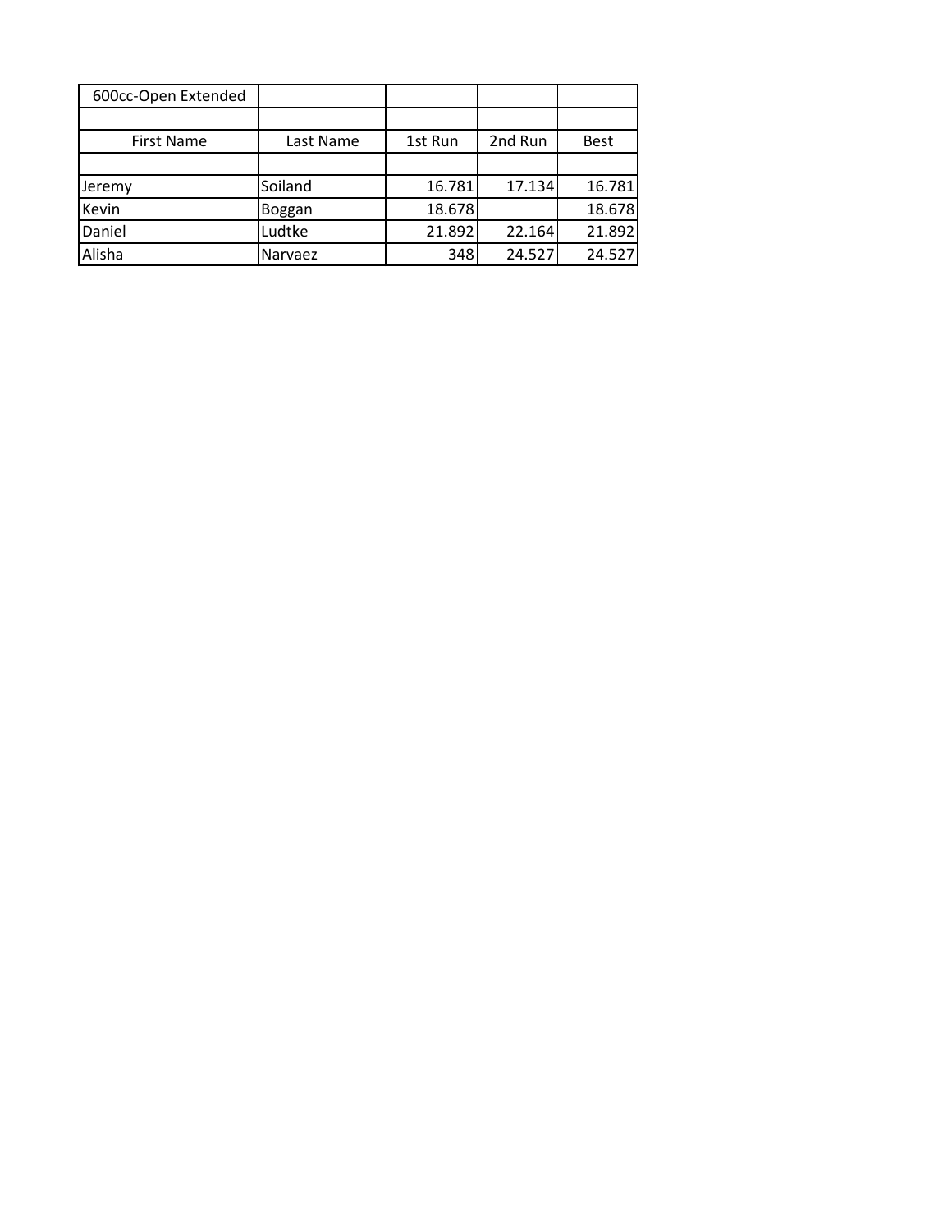| 600cc-Open Extended | | | | |
|---|---|---|---|---|
| | | | | |
| First Name | Last Name | 1st Run | 2nd Run | Best |
| | | | | |
| Jeremy | Soiland | 16.781 | 17.134 | 16.781 |
| Kevin | Boggan | 18.678 | | 18.678 |
| Daniel | Ludtke | 21.892 | 22.164 | 21.892 |
| Alisha | Narvaez | 348 | 24.527 | 24.527 |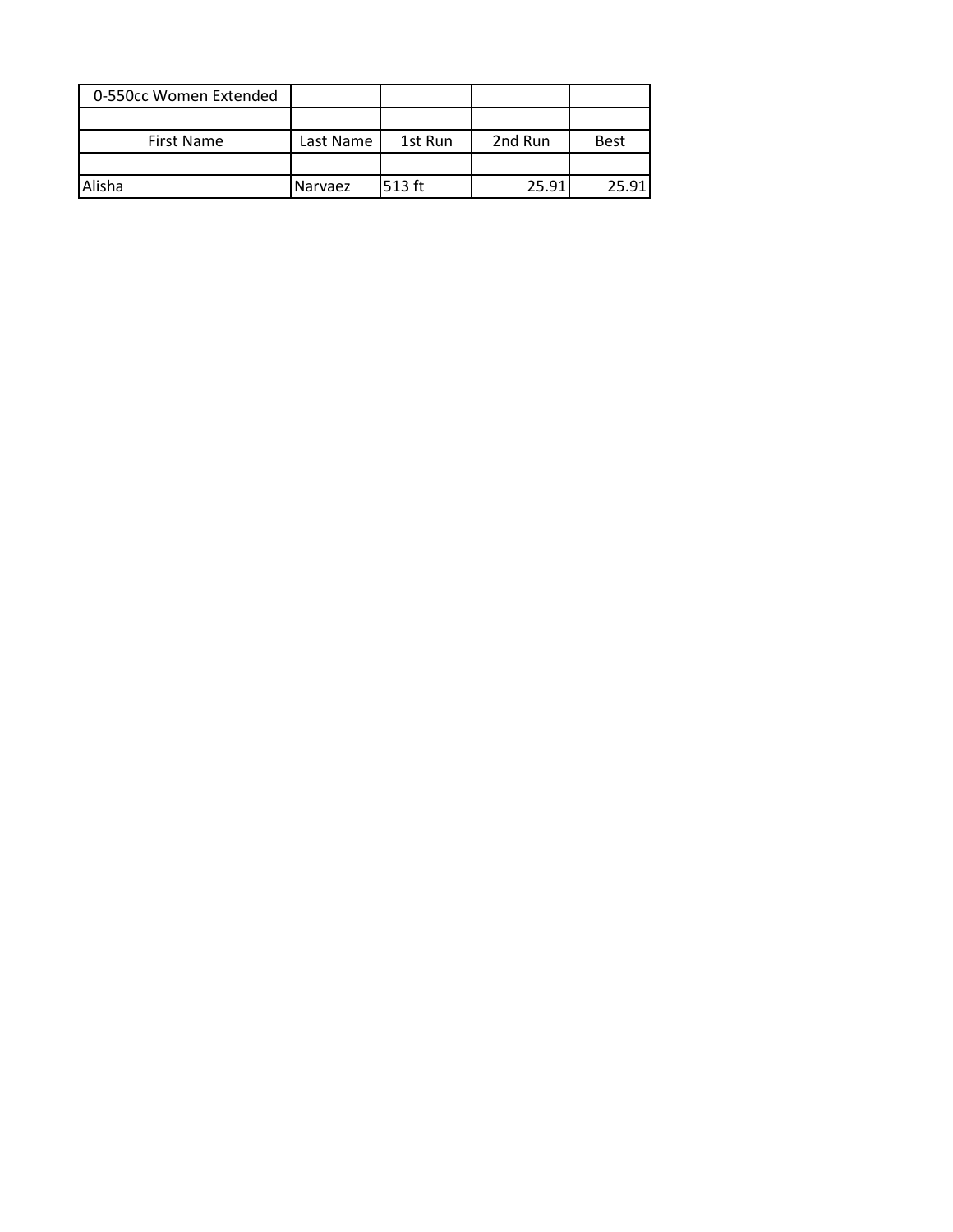| 0-550cc Women Extended | | | | |
|---|---|---|---|---|
| | | | | |
| First Name | Last Name | 1st Run | 2nd Run | Best |
| | | | | |
| Alisha | Narvaez | 513 ft | 25.91 | 25.91 |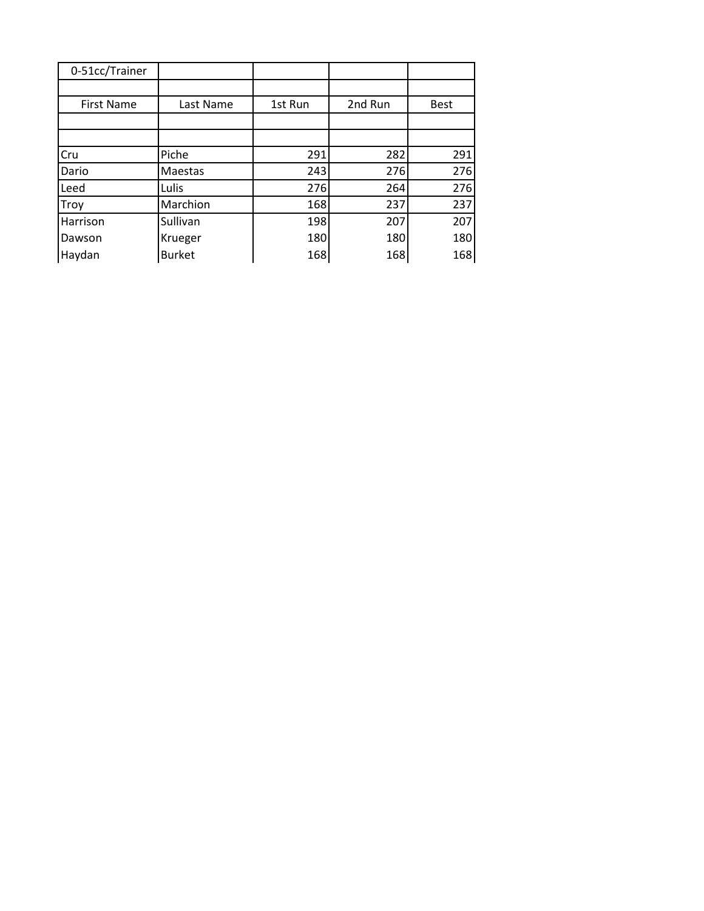| 0-51cc/Trainer | | | | |
|---|---|---|---|---|
| | | | | |
| First Name | Last Name | 1st Run | 2nd Run | Best |
| | | | | |
| | | | | |
| Cru | Piche | 291 | 282 | 291 |
| Dario | Maestas | 243 | 276 | 276 |
| Leed | Lulis | 276 | 264 | 276 |
| Troy | Marchion | 168 | 237 | 237 |
| Harrison | Sullivan | 198 | 207 | 207 |
| Dawson | Krueger | 180 | 180 | 180 |
| Haydan | Burket | 168 | 168 | 168 |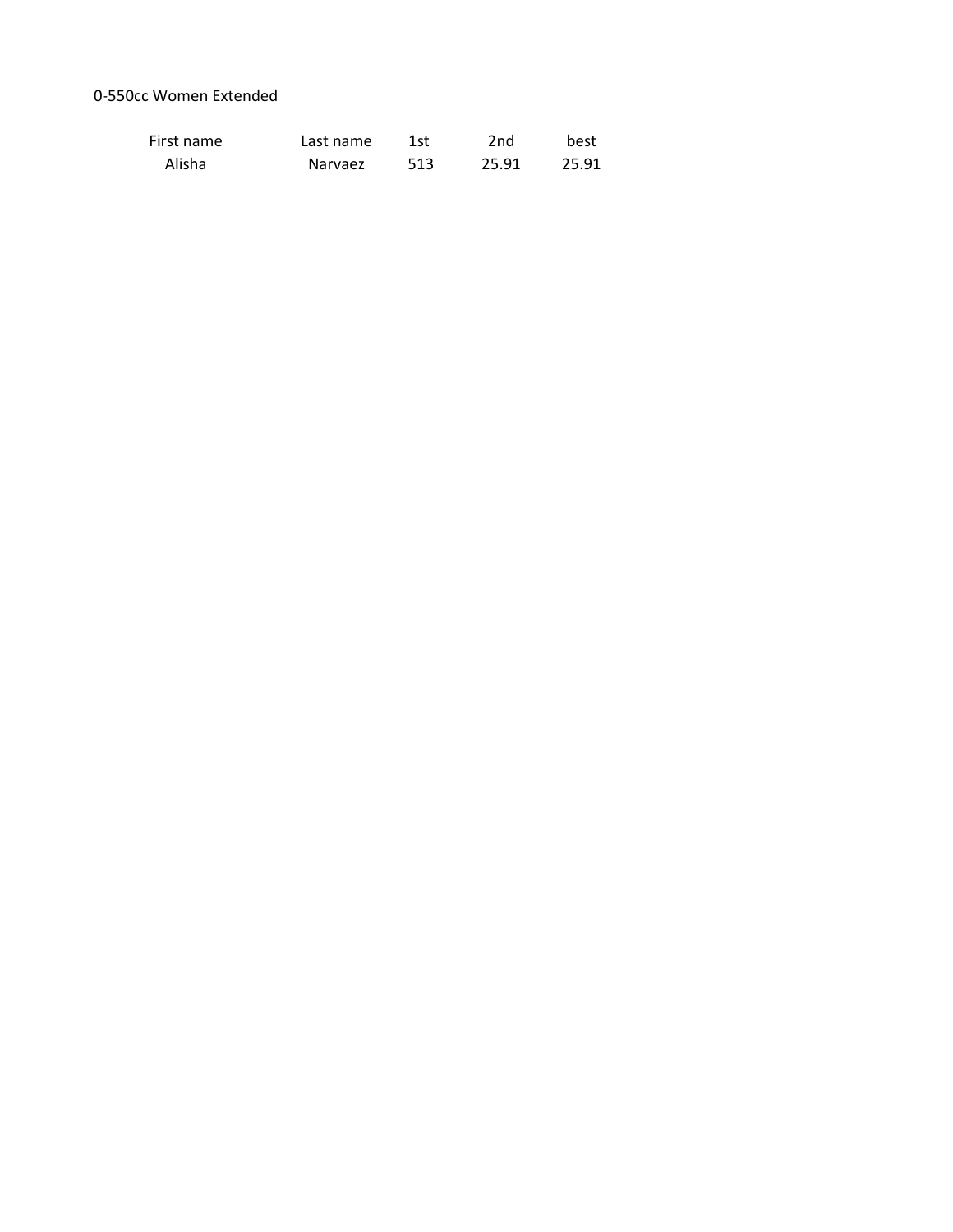0-550cc Women Extended

| First name | Last name | 1st | 2nd | best |
|---|---|---|---|---|
| Alisha | Narvaez | 513 | 25.91 | 25.91 |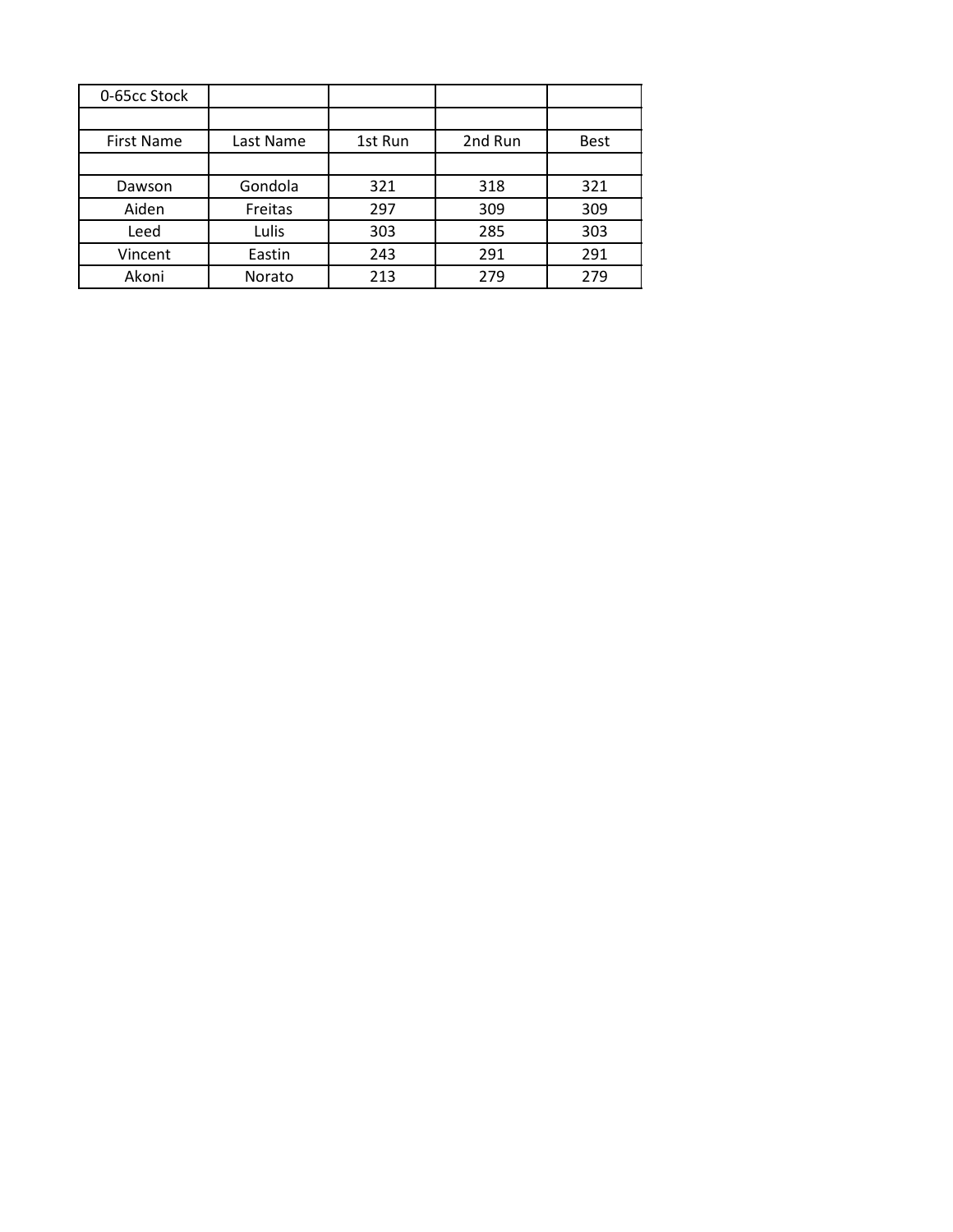| 0-65cc Stock | | | | |
|---|---|---|---|---|
| | | | | |
| First Name | Last Name | 1st Run | 2nd Run | Best |
| | | | | |
| Dawson | Gondola | 321 | 318 | 321 |
| Aiden | Freitas | 297 | 309 | 309 |
| Leed | Lulis | 303 | 285 | 303 |
| Vincent | Eastin | 243 | 291 | 291 |
| Akoni | Norato | 213 | 279 | 279 |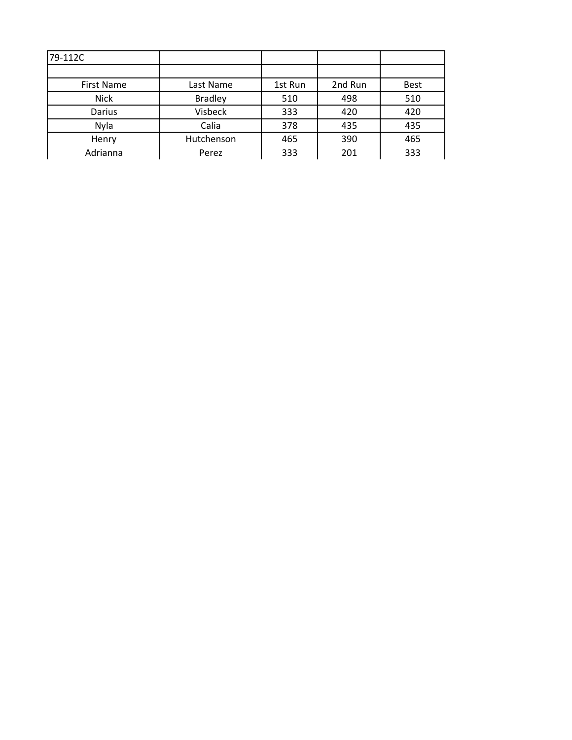| 79-112C | | | | |
|---|---|---|---|---|
| | | | | |
| First Name | Last Name | 1st Run | 2nd Run | Best |
| Nick | Bradley | 510 | 498 | 510 |
| Darius | Visbeck | 333 | 420 | 420 |
| Nyla | Calia | 378 | 435 | 435 |
| Henry | Hutchenson | 465 | 390 | 465 |
| Adrianna | Perez | 333 | 201 | 333 |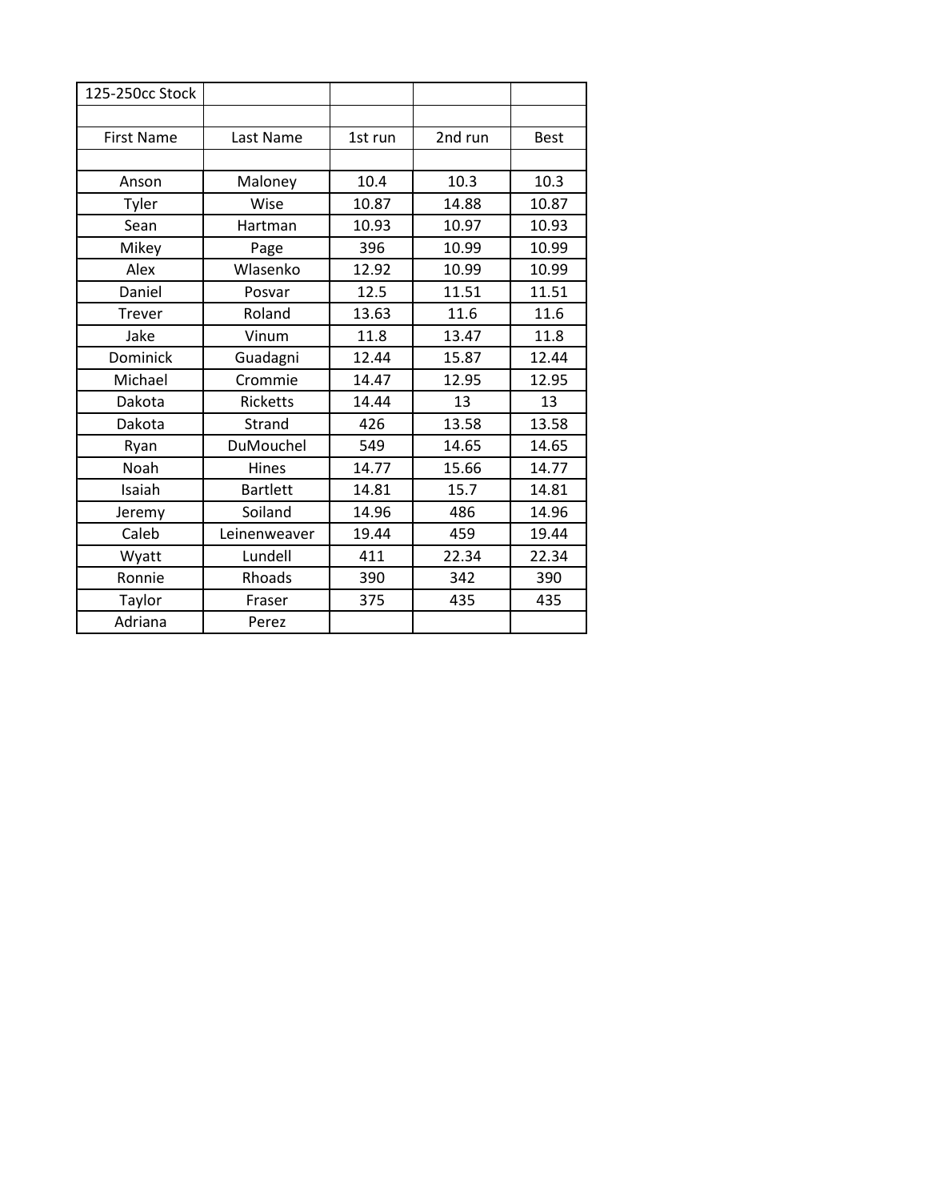| 125-250cc Stock | | | | |
|---|---|---|---|---|
| | | | | |
| First Name | Last Name | 1st run | 2nd run | Best |
| | | | | |
| Anson | Maloney | 10.4 | 10.3 | 10.3 |
| Tyler | Wise | 10.87 | 14.88 | 10.87 |
| Sean | Hartman | 10.93 | 10.97 | 10.93 |
| Mikey | Page | 396 | 10.99 | 10.99 |
| Alex | Wlasenko | 12.92 | 10.99 | 10.99 |
| Daniel | Posvar | 12.5 | 11.51 | 11.51 |
| Trever | Roland | 13.63 | 11.6 | 11.6 |
| Jake | Vinum | 11.8 | 13.47 | 11.8 |
| Dominick | Guadagni | 12.44 | 15.87 | 12.44 |
| Michael | Crommie | 14.47 | 12.95 | 12.95 |
| Dakota | Ricketts | 14.44 | 13 | 13 |
| Dakota | Strand | 426 | 13.58 | 13.58 |
| Ryan | DuMouchel | 549 | 14.65 | 14.65 |
| Noah | Hines | 14.77 | 15.66 | 14.77 |
| Isaiah | Bartlett | 14.81 | 15.7 | 14.81 |
| Jeremy | Soiland | 14.96 | 486 | 14.96 |
| Caleb | Leinenweaver | 19.44 | 459 | 19.44 |
| Wyatt | Lundell | 411 | 22.34 | 22.34 |
| Ronnie | Rhoads | 390 | 342 | 390 |
| Taylor | Fraser | 375 | 435 | 435 |
| Adriana | Perez | | | |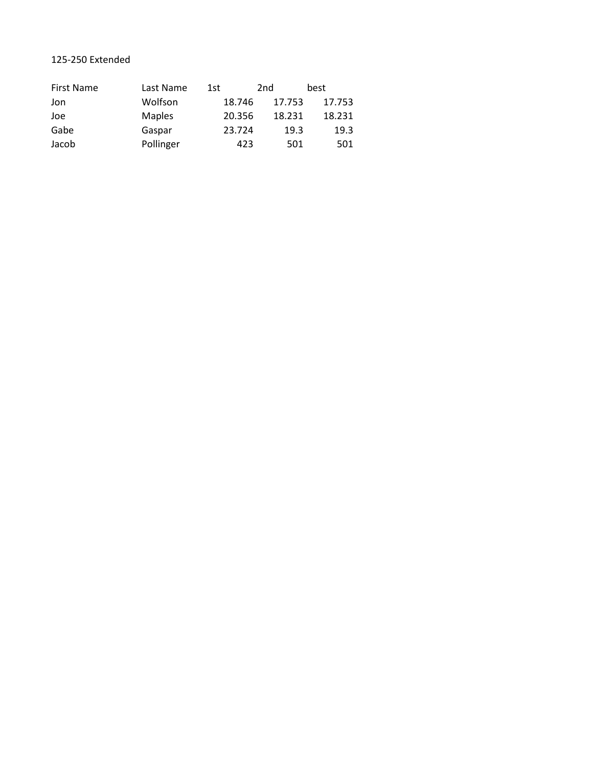125-250 Extended

| First Name | Last Name | 1st | 2nd | best |
|---|---|---|---|---|
| Jon | Wolfson | 18.746 | 17.753 | 17.753 |
| Joe | Maples | 20.356 | 18.231 | 18.231 |
| Gabe | Gaspar | 23.724 | 19.3 | 19.3 |
| Jacob | Pollinger | 423 | 501 | 501 |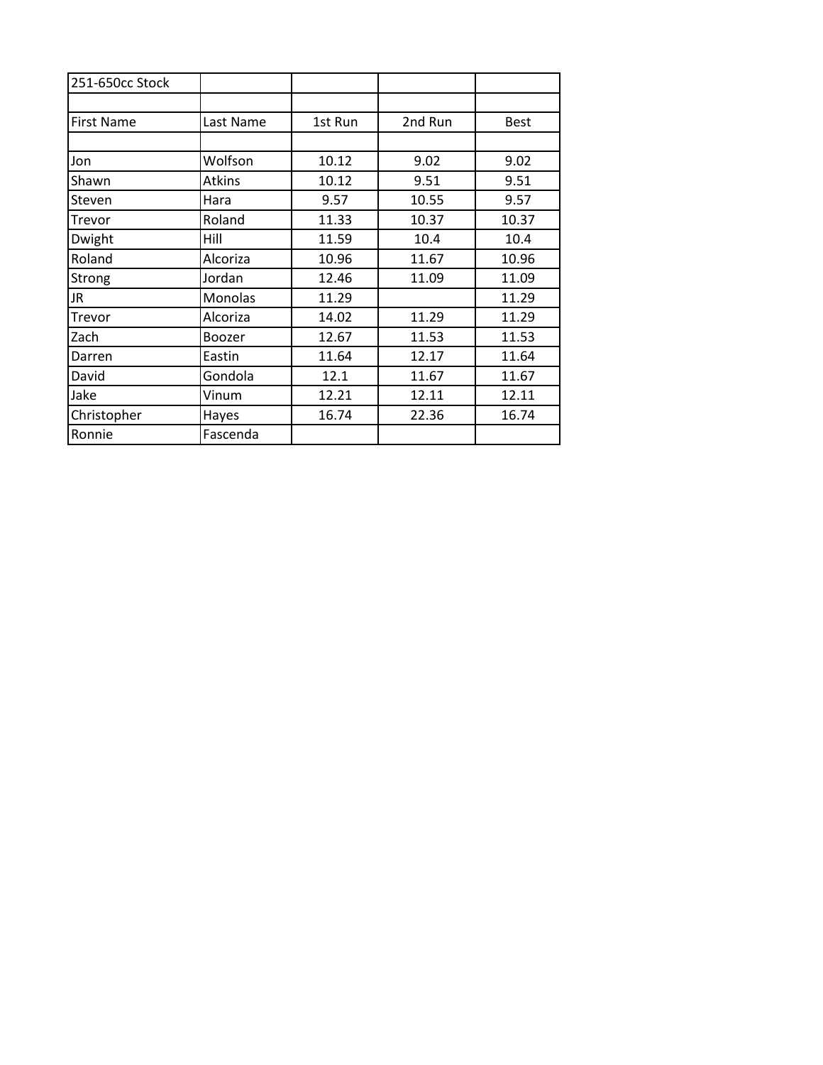| 251-650cc Stock | | | | |
|---|---|---|---|---|
| | | | | |
| First Name | Last Name | 1st Run | 2nd Run | Best |
| | | | | |
| Jon | Wolfson | 10.12 | 9.02 | 9.02 |
| Shawn | Atkins | 10.12 | 9.51 | 9.51 |
| Steven | Hara | 9.57 | 10.55 | 9.57 |
| Trevor | Roland | 11.33 | 10.37 | 10.37 |
| Dwight | Hill | 11.59 | 10.4 | 10.4 |
| Roland | Alcoriza | 10.96 | 11.67 | 10.96 |
| Strong | Jordan | 12.46 | 11.09 | 11.09 |
| JR | Monolas | 11.29 | | 11.29 |
| Trevor | Alcoriza | 14.02 | 11.29 | 11.29 |
| Zach | Boozer | 12.67 | 11.53 | 11.53 |
| Darren | Eastin | 11.64 | 12.17 | 11.64 |
| David | Gondola | 12.1 | 11.67 | 11.67 |
| Jake | Vinum | 12.21 | 12.11 | 12.11 |
| Christopher | Hayes | 16.74 | 22.36 | 16.74 |
| Ronnie | Fascenda | | | |